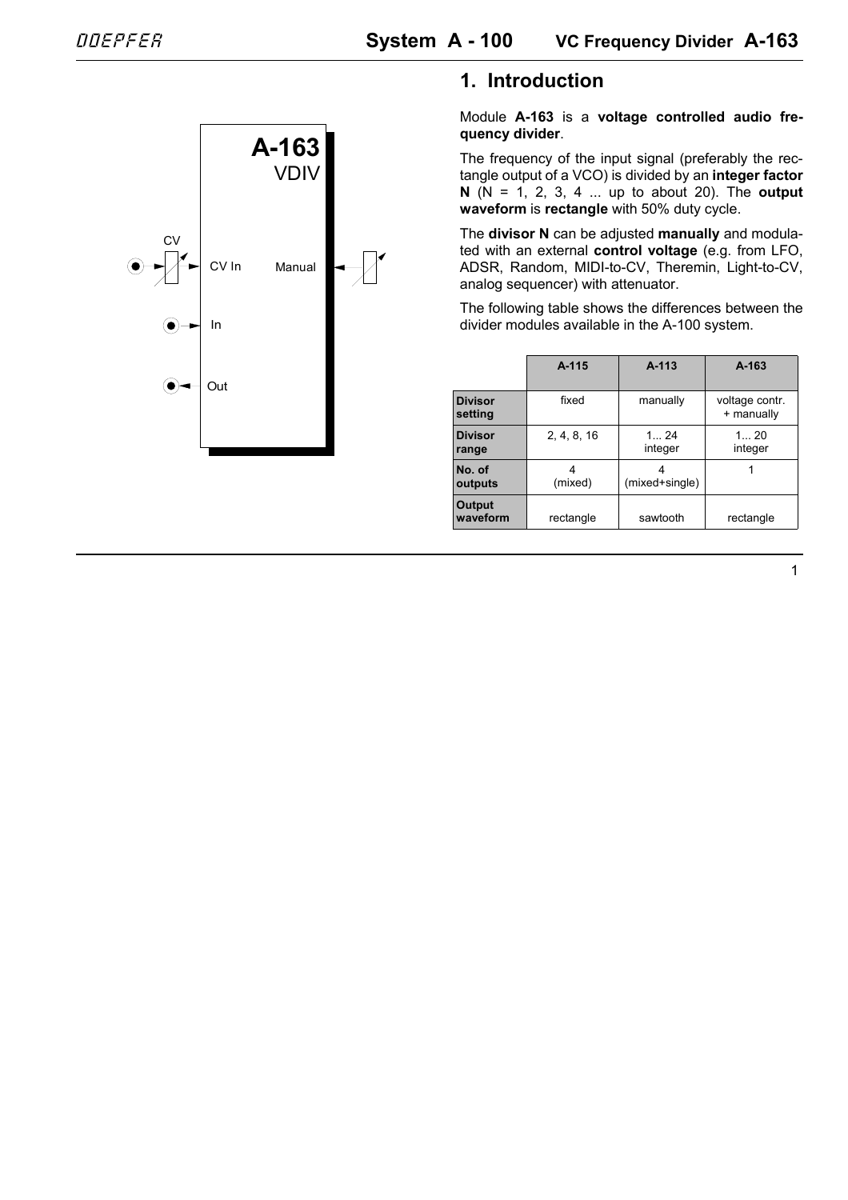## 1. Introduction

Module **A-163** is a **voltage controlled audio frequency divider**.

The frequency of the input signal (preferably the rectangle output of a VCO) is divided by an **integer factor N** (N = 1, 2, 3, 4 ... up to about 20). The **output waveform** is **rectangle** with 50% duty cycle.

The **divisor N** can be adjusted **manually** and modulated with an external **control voltage** (e.g. from LFO, ADSR, Random, MIDI-to-CV, Theremin, Light-to-CV, analog sequencer) with attenuator.

The following table shows the differences between the divider modules available in the A-100 system.

| | A-115 | A-113 | A-163 |
|---|---|---|---|
| **Divisor setting** | fixed | manually | voltage contr. + manually |
| **Divisor range** | 2, 4, 8, 16 | 1... 24 integer | 1... 20 integer |
| **No. of outputs** | 4 (mixed) | 4 (mixed+single) | 1 |
| **Output waveform** | rectangle | sawtooth | rectangle |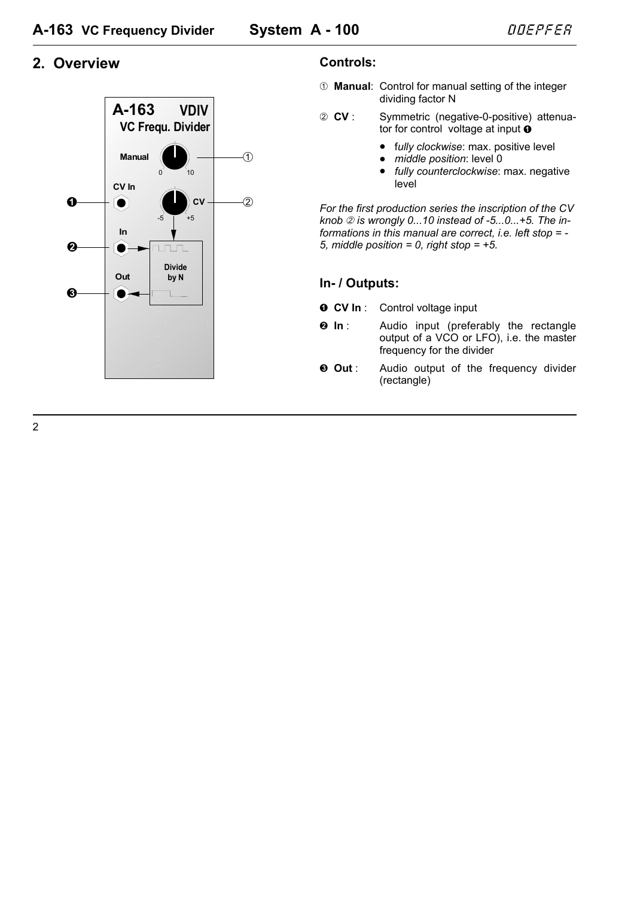## 2. Overview

### Controls:

① **Manual**: Control for manual setting of the integer dividing factor N

② **CV** : Symmetric (negative-0-positive) attenuator for control voltage at input ❶

- f*ully clockwise*: max. positive level
- *middle position*: level 0
- *fully counterclockwise*: max. negative level

*For the first production series the inscription of the CV knob ② is wrongly 0...10 instead of -5...0...+5. The informations in this manual are correct, i.e. left stop = -5, middle position = 0, right stop = +5.*

### In- / Outputs:

❶ **CV In** : Control voltage input

❷ **In** : Audio input (preferably the rectangle output of a VCO or LFO), i.e. the master frequency for the divider

❸ **Out** : Audio output of the frequency divider (rectangle)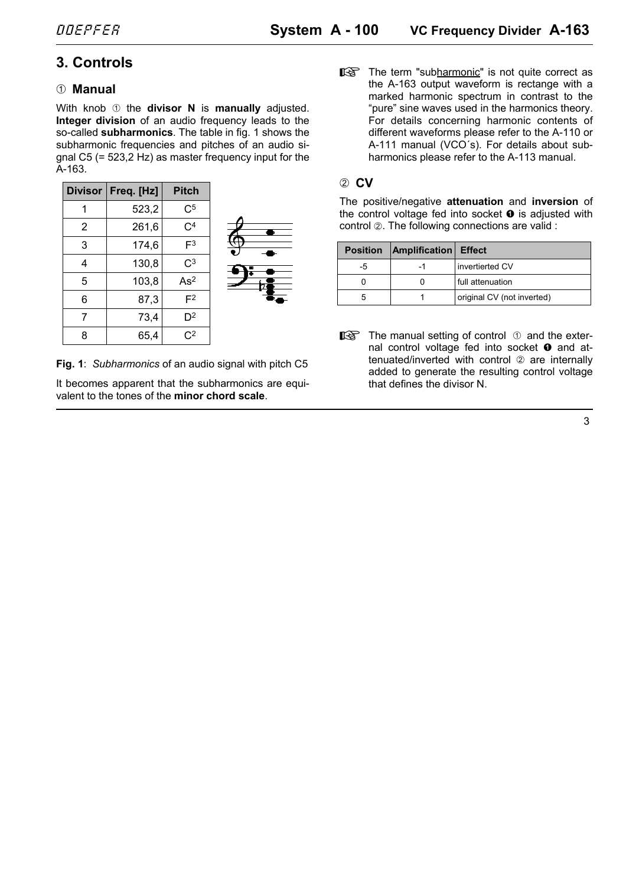## 3. Controls

### ① Manual

With knob ① the **divisor N** is **manually** adjusted. **Integer division** of an audio frequency leads to the so-called **subharmonics**. The table in fig. 1 shows the subharmonic frequencies and pitches of an audio signal C5 (= 523,2 Hz) as master frequency input for the A-163.

| Divisor | Freq. [Hz] | Pitch |
|---|---|---|
| 1 | 523,2 | $C^5$ |
| 2 | 261,6 | $C^4$ |
| 3 | 174,6 | $F^3$ |
| 4 | 130,8 | $C^3$ |
| 5 | 103,8 | $As^2$ |
| 6 | 87,3 | $F^2$ |
| 7 | 73,4 | $D^2$ |
| 8 | 65,4 | $C^2$ |

**Fig. 1**: *Subharmonics* of an audio signal with pitch C5

It becomes apparent that the subharmonics are equivalent to the tones of the **minor chord scale**.

☞ The term "sub<u>harmonic</u>" is not quite correct as the A-163 output waveform is rectange with a marked harmonic spectrum in contrast to the "pure" sine waves used in the harmonics theory. For details concerning harmonic contents of different waveforms please refer to the A-110 or A-111 manual (VCO´s). For details about subharmonics please refer to the A-113 manual.

### ② CV

The positive/negative **attenuation** and **inversion** of the control voltage fed into socket ❶ is adjusted with control ②. The following connections are valid :

| Position | Amplification | Effect |
|---|---|---|
| -5 | -1 | invertierted CV |
| 0 | 0 | full attenuation |
| 5 | 1 | original CV (not inverted) |

☞ The manual setting of control ① and the external control voltage fed into socket ❶ and attenuated/inverted with control ② are internally added to generate the resulting control voltage that defines the divisor N.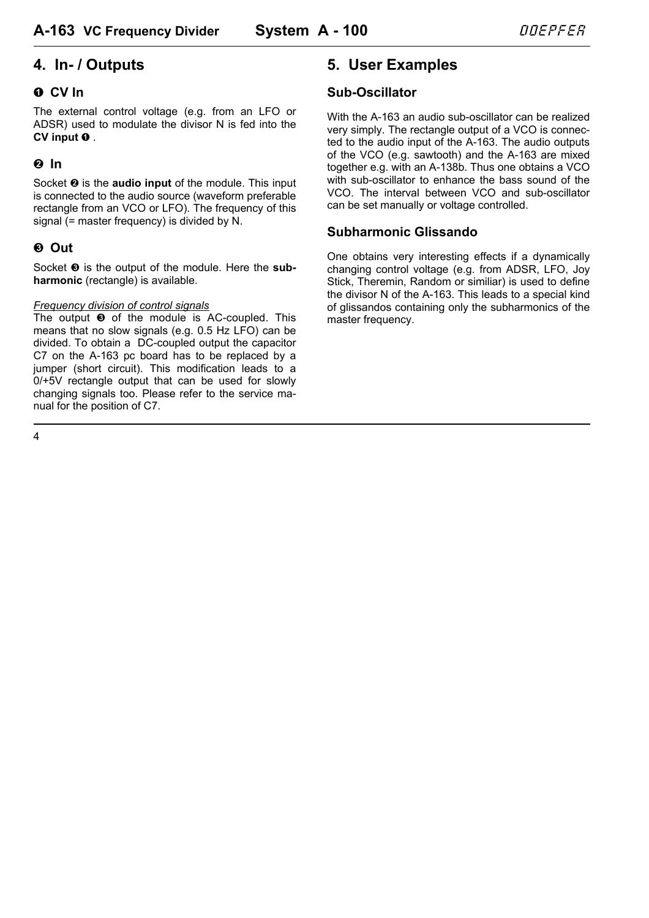## 4. In- / Outputs

### ❶ CV In

The external control voltage (e.g. from an LFO or ADSR) used to modulate the divisor N is fed into the **CV input ❶** .

### ❷ In

Socket ❷ is the **audio input** of the module. This input is connected to the audio source (waveform preferable rectangle from an VCO or LFO). The frequency of this signal (= master frequency) is divided by N.

### ❸ Out

Socket ❸ is the output of the module. Here the **subharmonic** (rectangle) is available.

*Frequency division of control signals*

The output ❸ of the module is AC-coupled. This means that no slow signals (e.g. 0.5 Hz LFO) can be divided. To obtain a DC-coupled output the capacitor C7 on the A-163 pc board has to be replaced by a jumper (short circuit). This modification leads to a 0/+5V rectangle output that can be used for slowly changing signals too. Please refer to the service manual for the position of C7.

## 5. User Examples

### Sub-Oscillator

With the A-163 an audio sub-oscillator can be realized very simply. The rectangle output of a VCO is connected to the audio input of the A-163. The audio outputs of the VCO (e.g. sawtooth) and the A-163 are mixed together e.g. with an A-138b. Thus one obtains a VCO with sub-oscillator to enhance the bass sound of the VCO. The interval between VCO and sub-oscillator can be set manually or voltage controlled.

### Subharmonic Glissando

One obtains very interesting effects if a dynamically changing control voltage (e.g. from ADSR, LFO, Joy Stick, Theremin, Random or similiar) is used to define the divisor N of the A-163. This leads to a special kind of glissandos containing only the subharmonics of the master frequency.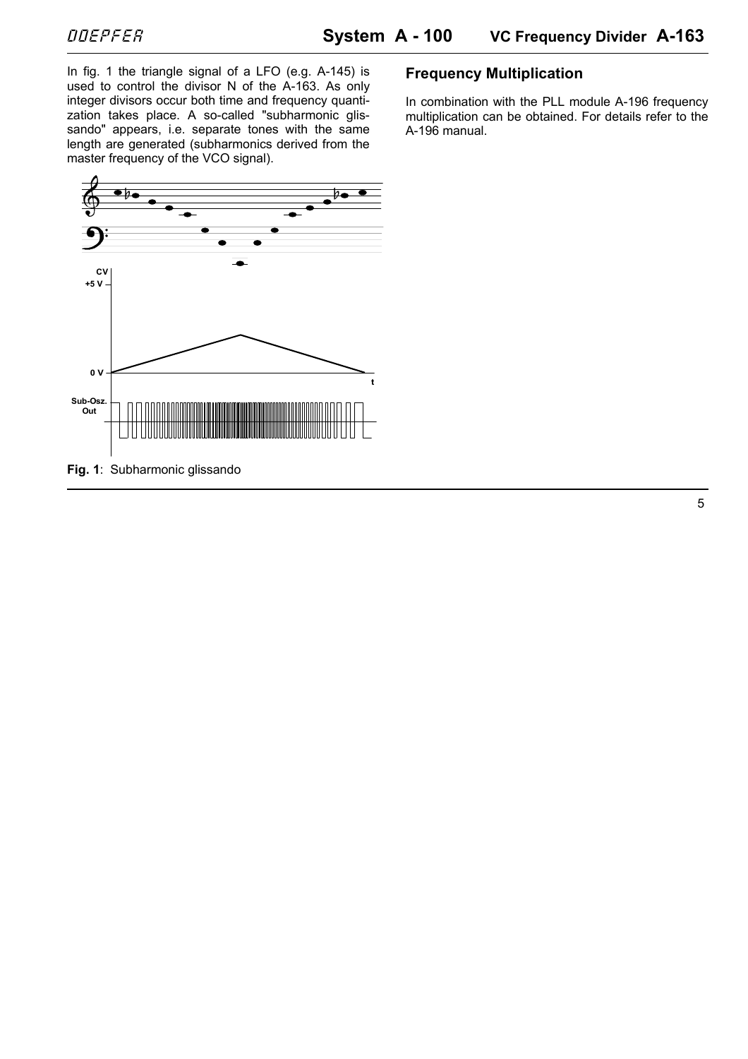In fig. 1 the triangle signal of a LFO (e.g. A-145) is used to control the divisor N of the A-163. As only integer divisors occur both time and frequency quantization takes place. A so-called "subharmonic glissando" appears, i.e. separate tones with the same length are generated (subharmonics derived from the master frequency of the VCO signal).

**Fig. 1**: Subharmonic glissando

## Frequency Multiplication

In combination with the PLL module A-196 frequency multiplication can be obtained. For details refer to the A-196 manual.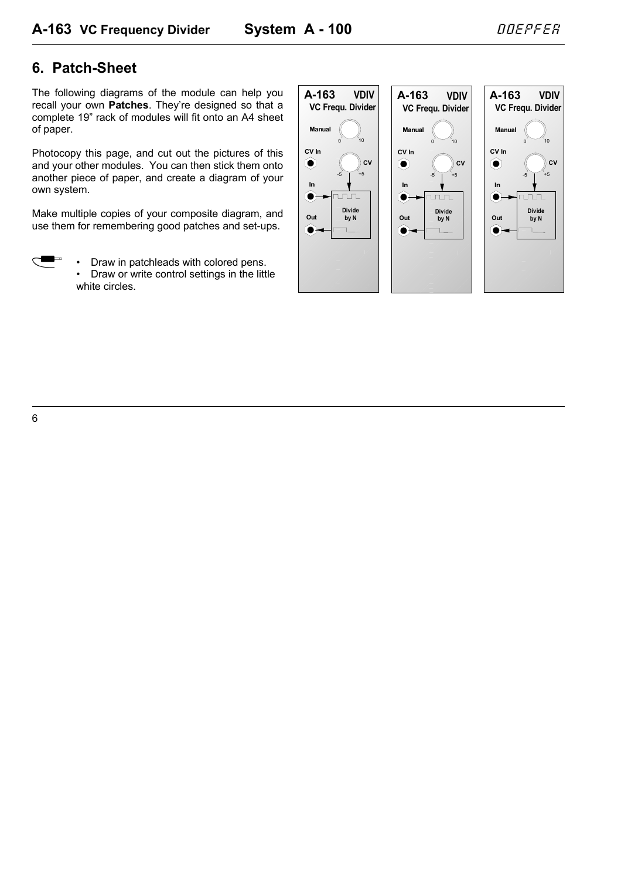## 6. Patch-Sheet

The following diagrams of the module can help you recall your own **Patches**. They're designed so that a complete 19" rack of modules will fit onto an A4 sheet of paper.

Photocopy this page, and cut out the pictures of this and your other modules. You can then stick them onto another piece of paper, and create a diagram of your own system.

Make multiple copies of your composite diagram, and use them for remembering good patches and set-ups.

- Draw in patchleads with colored pens.
- Draw or write control settings in the little white circles.

A-163 VDIV
VC Frequ. Divider
Manual
0 10
CV In
CV
-5 +5
In
Divide by N
Out

A-163 VDIV
VC Frequ. Divider
Manual
0 10
CV In
CV
-5 +5
In
Divide by N
Out

A-163 VDIV
VC Frequ. Divider
Manual
0 10
CV In
CV
-5 +5
In
Divide by N
Out